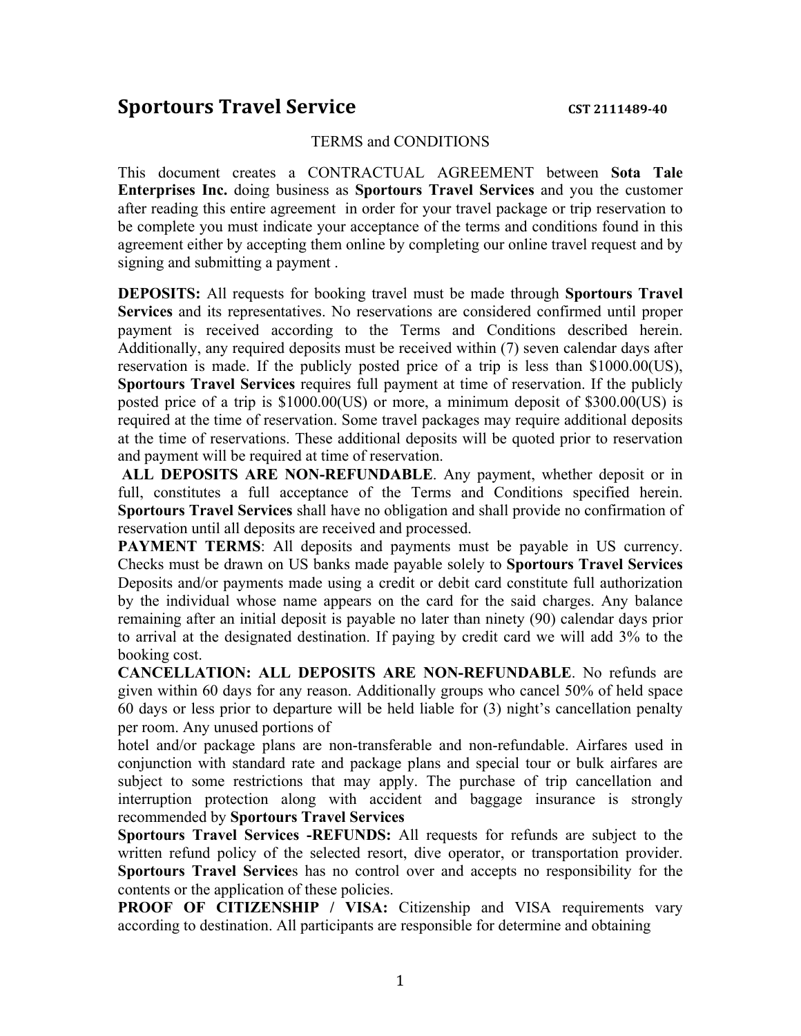# Sportours Travel Service

CST 2111489-40

TERMS and CONDITIONS

This document creates a CONTRACTUAL AGREEMENT between **Sota Tale Enterprises Inc.** doing business as **Sportours Travel Services** and you the customer after reading this entire agreement in order for your travel package or trip reservation to be complete you must indicate your acceptance of the terms and conditions found in this agreement either by accepting them online by completing our online travel request and by signing and submitting a payment .

**DEPOSITS:** All requests for booking travel must be made through **Sportours Travel Services** and its representatives. No reservations are considered confirmed until proper payment is received according to the Terms and Conditions described herein. Additionally, any required deposits must be received within (7) seven calendar days after reservation is made. If the publicly posted price of a trip is less than $1000.00(US), **Sportours Travel Services** requires full payment at time of reservation. If the publicly posted price of a trip is $1000.00(US) or more, a minimum deposit of $300.00(US) is required at the time of reservation. Some travel packages may require additional deposits at the time of reservations. These additional deposits will be quoted prior to reservation and payment will be required at time of reservation.

**ALL DEPOSITS ARE NON-REFUNDABLE**. Any payment, whether deposit or in full, constitutes a full acceptance of the Terms and Conditions specified herein. **Sportours Travel Services** shall have no obligation and shall provide no confirmation of reservation until all deposits are received and processed.

**PAYMENT TERMS**: All deposits and payments must be payable in US currency. Checks must be drawn on US banks made payable solely to **Sportours Travel Services** Deposits and/or payments made using a credit or debit card constitute full authorization by the individual whose name appears on the card for the said charges. Any balance remaining after an initial deposit is payable no later than ninety (90) calendar days prior to arrival at the designated destination. If paying by credit card we will add 3% to the booking cost.

**CANCELLATION: ALL DEPOSITS ARE NON-REFUNDABLE**. No refunds are given within 60 days for any reason. Additionally groups who cancel 50% of held space 60 days or less prior to departure will be held liable for (3) night's cancellation penalty per room. Any unused portions of hotel and/or package plans are non-transferable and non-refundable. Airfares used in conjunction with standard rate and package plans and special tour or bulk airfares are subject to some restrictions that may apply. The purchase of trip cancellation and interruption protection along with accident and baggage insurance is strongly recommended by **Sportours Travel Services**

**Sportours Travel Services -REFUNDS:** All requests for refunds are subject to the written refund policy of the selected resort, dive operator, or transportation provider. **Sportours Travel Service**s has no control over and accepts no responsibility for the contents or the application of these policies.

**PROOF OF CITIZENSHIP / VISA:** Citizenship and VISA requirements vary according to destination. All participants are responsible for determine and obtaining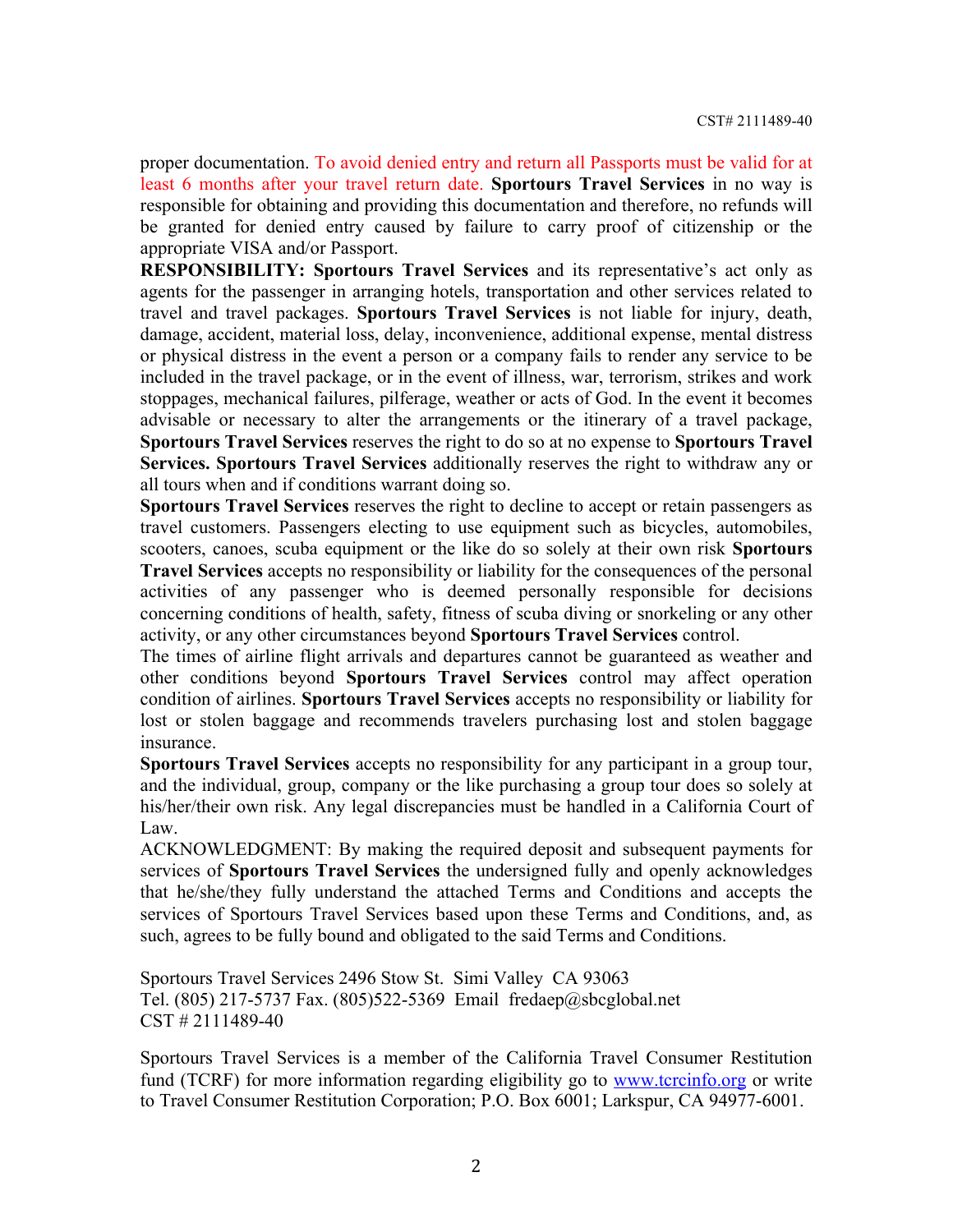proper documentation. To avoid denied entry and return all Passports must be valid for at least 6 months after your travel return date. **Sportours Travel Services** in no way is responsible for obtaining and providing this documentation and therefore, no refunds will be granted for denied entry caused by failure to carry proof of citizenship or the appropriate VISA and/or Passport.

**RESPONSIBILITY: Sportours Travel Services** and its representative's act only as agents for the passenger in arranging hotels, transportation and other services related to travel and travel packages. **Sportours Travel Services** is not liable for injury, death, damage, accident, material loss, delay, inconvenience, additional expense, mental distress or physical distress in the event a person or a company fails to render any service to be included in the travel package, or in the event of illness, war, terrorism, strikes and work stoppages, mechanical failures, pilferage, weather or acts of God. In the event it becomes advisable or necessary to alter the arrangements or the itinerary of a travel package, **Sportours Travel Services** reserves the right to do so at no expense to **Sportours Travel Services. Sportours Travel Services** additionally reserves the right to withdraw any or all tours when and if conditions warrant doing so.

**Sportours Travel Services** reserves the right to decline to accept or retain passengers as travel customers. Passengers electing to use equipment such as bicycles, automobiles, scooters, canoes, scuba equipment or the like do so solely at their own risk **Sportours Travel Services** accepts no responsibility or liability for the consequences of the personal activities of any passenger who is deemed personally responsible for decisions concerning conditions of health, safety, fitness of scuba diving or snorkeling or any other activity, or any other circumstances beyond **Sportours Travel Services** control.

The times of airline flight arrivals and departures cannot be guaranteed as weather and other conditions beyond **Sportours Travel Services** control may affect operation condition of airlines. **Sportours Travel Services** accepts no responsibility or liability for lost or stolen baggage and recommends travelers purchasing lost and stolen baggage insurance.

**Sportours Travel Services** accepts no responsibility for any participant in a group tour, and the individual, group, company or the like purchasing a group tour does so solely at his/her/their own risk. Any legal discrepancies must be handled in a California Court of Law.

ACKNOWLEDGMENT: By making the required deposit and subsequent payments for services of **Sportours Travel Services** the undersigned fully and openly acknowledges that he/she/they fully understand the attached Terms and Conditions and accepts the services of Sportours Travel Services based upon these Terms and Conditions, and, as such, agrees to be fully bound and obligated to the said Terms and Conditions.

Sportours Travel Services 2496 Stow St. Simi Valley CA 93063
Tel. (805) 217-5737 Fax. (805)522-5369 Email fredaep@sbcglobal.net
CST # 2111489-40

Sportours Travel Services is a member of the California Travel Consumer Restitution fund (TCRF) for more information regarding eligibility go to www.tcrcinfo.org or write to Travel Consumer Restitution Corporation; P.O. Box 6001; Larkspur, CA 94977-6001.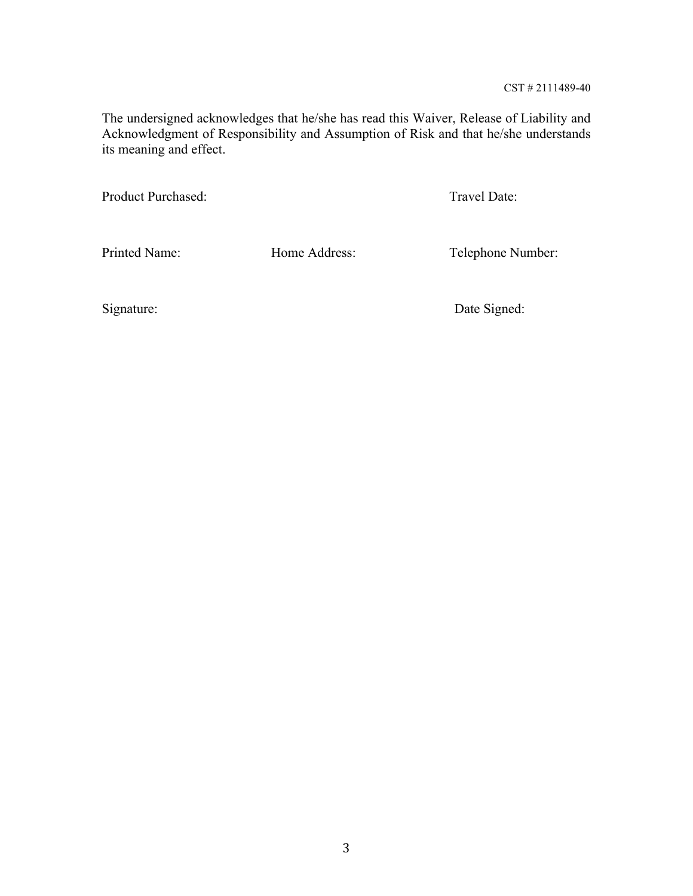CST # 2111489-40

The undersigned acknowledges that he/she has read this Waiver, Release of Liability and Acknowledgment of Responsibility and Assumption of Risk and that he/she understands its meaning and effect.

Product Purchased: Travel Date:

Printed Name: Home Address: Telephone Number:

Signature: Date Signed: